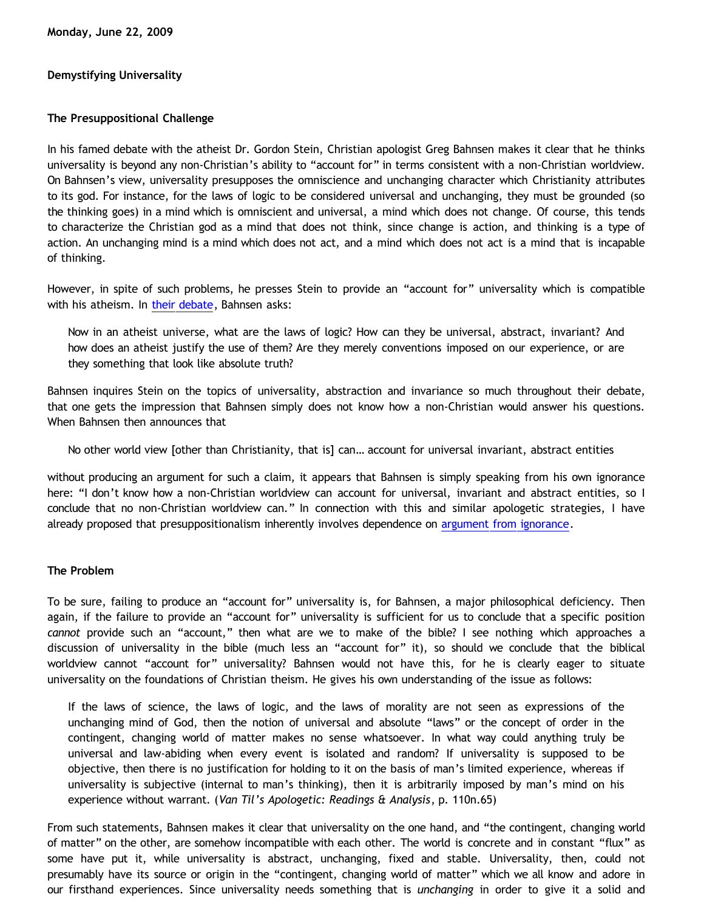**Monday, June 22, 2009**

# Demystifying Universality

## The Presuppositional Challenge

In his famed debate with the atheist Dr. Gordon Stein, Christian apologist Greg Bahnsen makes it clear that he thinks universality is beyond any non-Christian's ability to "account for" in terms consistent with a non-Christian worldview. On Bahnsen's view, universality presupposes the omniscience and unchanging character which Christianity attributes to its god. For instance, for the laws of logic to be considered universal and unchanging, they must be grounded (so the thinking goes) in a mind which is omniscient and universal, a mind which does not change. Of course, this tends to characterize the Christian god as a mind that does not think, since change is action, and thinking is a type of action. An unchanging mind is a mind which does not act, and a mind which does not act is a mind that is incapable of thinking.

However, in spite of such problems, he presses Stein to provide an "account for" universality which is compatible with his atheism. In their debate, Bahnsen asks:

> Now in an atheist universe, what are the laws of logic? How can they be universal, abstract, invariant? And how does an atheist justify the use of them? Are they merely conventions imposed on our experience, or are they something that look like absolute truth?

Bahnsen inquires Stein on the topics of universality, abstraction and invariance so much throughout their debate, that one gets the impression that Bahnsen simply does not know how a non-Christian would answer his questions. When Bahnsen then announces that

> No other world view [other than Christianity, that is] can… account for universal invariant, abstract entities

without producing an argument for such a claim, it appears that Bahnsen is simply speaking from his own ignorance here: "I don't know how a non-Christian worldview can account for universal, invariant and abstract entities, so I conclude that no non-Christian worldview can." In connection with this and similar apologetic strategies, I have already proposed that presuppositionalism inherently involves dependence on argument from ignorance.

## The Problem

To be sure, failing to produce an "account for" universality is, for Bahnsen, a major philosophical deficiency. Then again, if the failure to provide an "account for" universality is sufficient for us to conclude that a specific position *cannot* provide such an "account," then what are we to make of the bible? I see nothing which approaches a discussion of universality in the bible (much less an "account for" it), so should we conclude that the biblical worldview cannot "account for" universality? Bahnsen would not have this, for he is clearly eager to situate universality on the foundations of Christian theism. He gives his own understanding of the issue as follows:

> If the laws of science, the laws of logic, and the laws of morality are not seen as expressions of the unchanging mind of God, then the notion of universal and absolute "laws" or the concept of order in the contingent, changing world of matter makes no sense whatsoever. In what way could anything truly be universal and law-abiding when every event is isolated and random? If universality is supposed to be objective, then there is no justification for holding to it on the basis of man's limited experience, whereas if universality is subjective (internal to man's thinking), then it is arbitrarily imposed by man's mind on his experience without warrant. (*Van Til's Apologetic: Readings & Analysis*, p. 110n.65)

From such statements, Bahnsen makes it clear that universality on the one hand, and "the contingent, changing world of matter" on the other, are somehow incompatible with each other. The world is concrete and in constant "flux" as some have put it, while universality is abstract, unchanging, fixed and stable. Universality, then, could not presumably have its source or origin in the "contingent, changing world of matter" which we all know and adore in our firsthand experiences. Since universality needs something that is *unchanging* in order to give it a solid and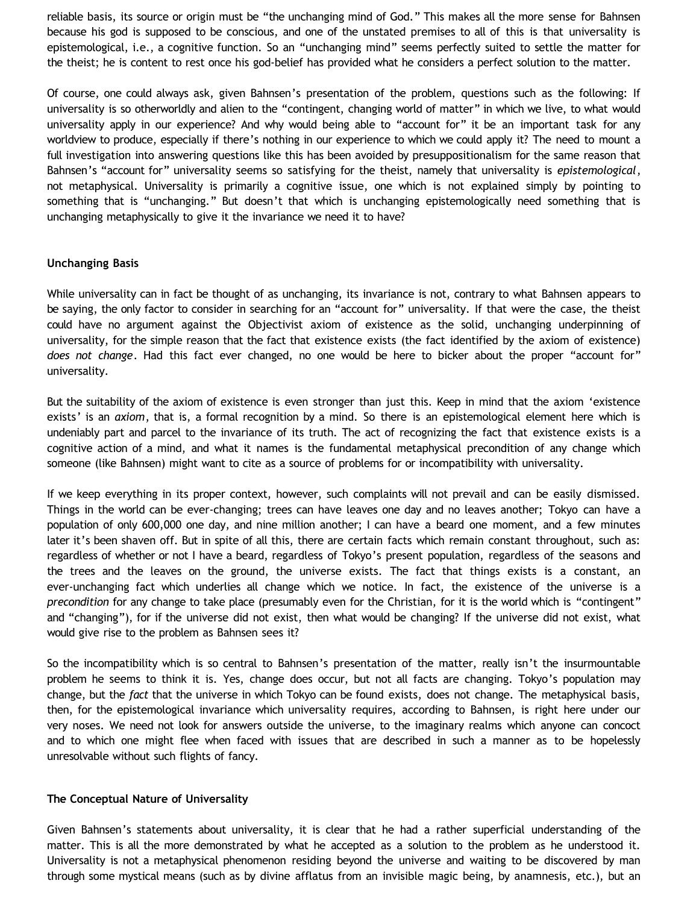reliable basis, its source or origin must be “the unchanging mind of God.” This makes all the more sense for Bahnsen because his god is supposed to be conscious, and one of the unstated premises to all of this is that universality is epistemological, i.e., a cognitive function. So an “unchanging mind” seems perfectly suited to settle the matter for the theist; he is content to rest once his god-belief has provided what he considers a perfect solution to the matter.

Of course, one could always ask, given Bahnsen’s presentation of the problem, questions such as the following: If universality is so otherworldly and alien to the “contingent, changing world of matter” in which we live, to what would universality apply in our experience? And why would being able to “account for” it be an important task for any worldview to produce, especially if there’s nothing in our experience to which we could apply it? The need to mount a full investigation into answering questions like this has been avoided by presuppositionalism for the same reason that Bahnsen’s “account for” universality seems so satisfying for the theist, namely that universality is *epistemological*, not metaphysical. Universality is primarily a cognitive issue, one which is not explained simply by pointing to something that is “unchanging.” But doesn’t that which is unchanging epistemologically need something that is unchanging metaphysically to give it the invariance we need it to have?

**Unchanging Basis**

While universality can in fact be thought of as unchanging, its invariance is not, contrary to what Bahnsen appears to be saying, the only factor to consider in searching for an “account for” universality. If that were the case, the theist could have no argument against the Objectivist axiom of existence as the solid, unchanging underpinning of universality, for the simple reason that the fact that existence exists (the fact identified by the axiom of existence) *does not change*. Had this fact ever changed, no one would be here to bicker about the proper “account for” universality.

But the suitability of the axiom of existence is even stronger than just this. Keep in mind that the axiom ‘existence exists’ is an *axiom*, that is, a formal recognition by a mind. So there is an epistemological element here which is undeniably part and parcel to the invariance of its truth. The act of recognizing the fact that existence exists is a cognitive action of a mind, and what it names is the fundamental metaphysical precondition of any change which someone (like Bahnsen) might want to cite as a source of problems for or incompatibility with universality.

If we keep everything in its proper context, however, such complaints will not prevail and can be easily dismissed. Things in the world can be ever-changing; trees can have leaves one day and no leaves another; Tokyo can have a population of only 600,000 one day, and nine million another; I can have a beard one moment, and a few minutes later it’s been shaven off. But in spite of all this, there are certain facts which remain constant throughout, such as: regardless of whether or not I have a beard, regardless of Tokyo’s present population, regardless of the seasons and the trees and the leaves on the ground, the universe exists. The fact that things exists is a constant, an ever-unchanging fact which underlies all change which we notice. In fact, the existence of the universe is a *precondition* for any change to take place (presumably even for the Christian, for it is the world which is “contingent” and “changing”), for if the universe did not exist, then what would be changing? If the universe did not exist, what would give rise to the problem as Bahnsen sees it?

So the incompatibility which is so central to Bahnsen’s presentation of the matter, really isn’t the insurmountable problem he seems to think it is. Yes, change does occur, but not all facts are changing. Tokyo’s population may change, but the *fact* that the universe in which Tokyo can be found exists, does not change. The metaphysical basis, then, for the epistemological invariance which universality requires, according to Bahnsen, is right here under our very noses. We need not look for answers outside the universe, to the imaginary realms which anyone can concoct and to which one might flee when faced with issues that are described in such a manner as to be hopelessly unresolvable without such flights of fancy.

**The Conceptual Nature of Universality**

Given Bahnsen’s statements about universality, it is clear that he had a rather superficial understanding of the matter. This is all the more demonstrated by what he accepted as a solution to the problem as he understood it. Universality is not a metaphysical phenomenon residing beyond the universe and waiting to be discovered by man through some mystical means (such as by divine afflatus from an invisible magic being, by anamnesis, etc.), but an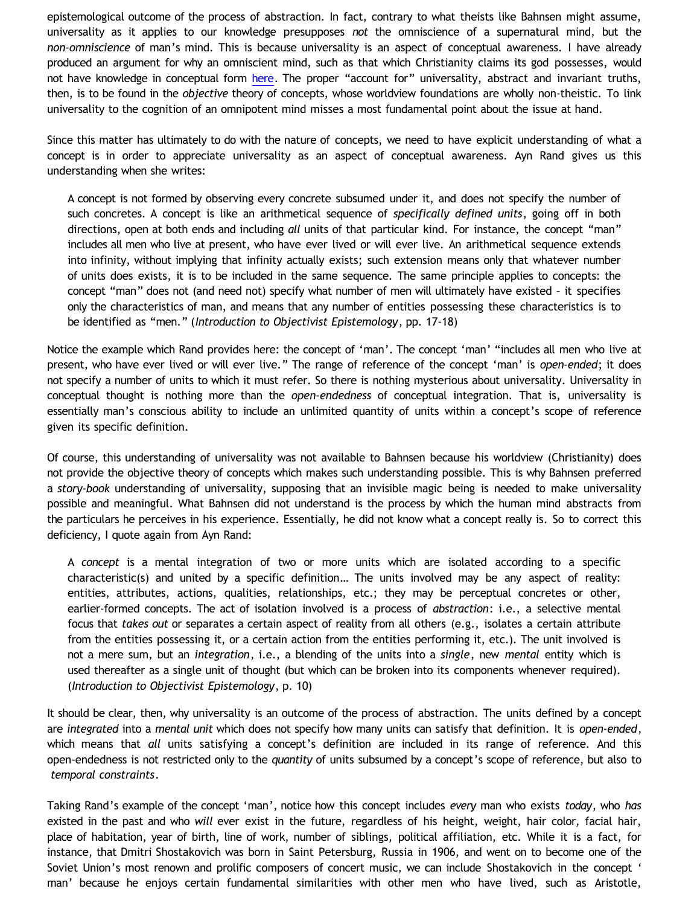epistemological outcome of the process of abstraction. In fact, contrary to what theists like Bahnsen might assume, universality as it applies to our knowledge presupposes *not* the omniscience of a supernatural mind, but the *non-omniscience* of man's mind. This is because universality is an aspect of conceptual awareness. I have already produced an argument for why an omniscient mind, such as that which Christianity claims its god possesses, would not have knowledge in conceptual form here. The proper "account for" universality, abstract and invariant truths, then, is to be found in the *objective* theory of concepts, whose worldview foundations are wholly non-theistic. To link universality to the cognition of an omnipotent mind misses a most fundamental point about the issue at hand.

Since this matter has ultimately to do with the nature of concepts, we need to have explicit understanding of what a concept is in order to appreciate universality as an aspect of conceptual awareness. Ayn Rand gives us this understanding when she writes:

> A concept is not formed by observing every concrete subsumed under it, and does not specify the number of such concretes. A concept is like an arithmetical sequence of *specifically defined units*, going off in both directions, open at both ends and including *all* units of that particular kind. For instance, the concept "man" includes all men who live at present, who have ever lived or will ever live. An arithmetical sequence extends into infinity, without implying that infinity actually exists; such extension means only that whatever number of units does exists, it is to be included in the same sequence. The same principle applies to concepts: the concept "man" does not (and need not) specify what number of men will ultimately have existed – it specifies only the characteristics of man, and means that any number of entities possessing these characteristics is to be identified as "men." (*Introduction to Objectivist Epistemology*, pp. 17-18)

Notice the example which Rand provides here: the concept of 'man'. The concept 'man' "includes all men who live at present, who have ever lived or will ever live." The range of reference of the concept 'man' is *open-ended*; it does not specify a number of units to which it must refer. So there is nothing mysterious about universality. Universality in conceptual thought is nothing more than the *open-endedness* of conceptual integration. That is, universality is essentially man's conscious ability to include an unlimited quantity of units within a concept's scope of reference given its specific definition.

Of course, this understanding of universality was not available to Bahnsen because his worldview (Christianity) does not provide the objective theory of concepts which makes such understanding possible. This is why Bahnsen preferred a *story-book* understanding of universality, supposing that an invisible magic being is needed to make universality possible and meaningful. What Bahnsen did not understand is the process by which the human mind abstracts from the particulars he perceives in his experience. Essentially, he did not know what a concept really is. So to correct this deficiency, I quote again from Ayn Rand:

> A *concept* is a mental integration of two or more units which are isolated according to a specific characteristic(s) and united by a specific definition… The units involved may be any aspect of reality: entities, attributes, actions, qualities, relationships, etc.; they may be perceptual concretes or other, earlier-formed concepts. The act of isolation involved is a process of *abstraction*: i.e., a selective mental focus that *takes out* or separates a certain aspect of reality from all others (e.g., isolates a certain attribute from the entities possessing it, or a certain action from the entities performing it, etc.). The unit involved is not a mere sum, but an *integration*, i.e., a blending of the units into a *single*, new *mental* entity which is used thereafter as a single unit of thought (but which can be broken into its components whenever required). (*Introduction to Objectivist Epistemology*, p. 10)

It should be clear, then, why universality is an outcome of the process of abstraction. The units defined by a concept are *integrated* into a *mental unit* which does not specify how many units can satisfy that definition. It is *open-ended*, which means that *all* units satisfying a concept's definition are included in its range of reference. And this open-endedness is not restricted only to the *quantity* of units subsumed by a concept's scope of reference, but also to *temporal constraints*.

Taking Rand's example of the concept 'man', notice how this concept includes *every* man who exists *today*, who *has* existed in the past and who *will* ever exist in the future, regardless of his height, weight, hair color, facial hair, place of habitation, year of birth, line of work, number of siblings, political affiliation, etc. While it is a fact, for instance, that Dmitri Shostakovich was born in Saint Petersburg, Russia in 1906, and went on to become one of the Soviet Union's most renown and prolific composers of concert music, we can include Shostakovich in the concept ' man' because he enjoys certain fundamental similarities with other men who have lived, such as Aristotle,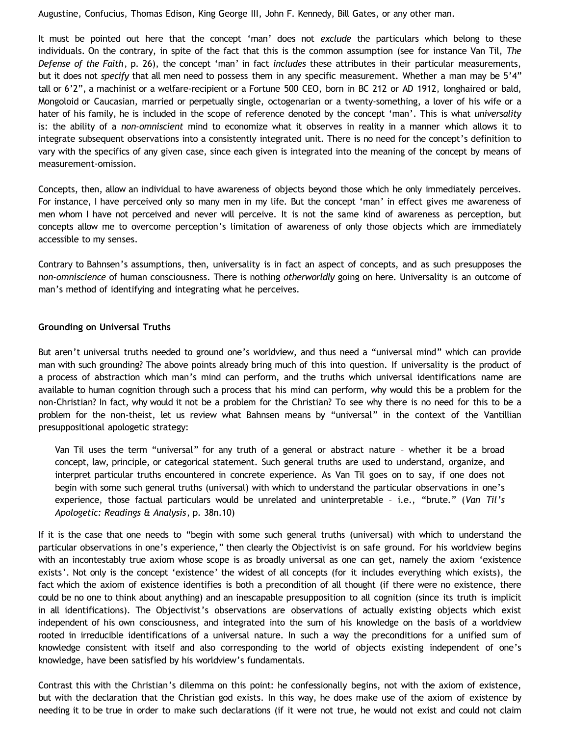Augustine, Confucius, Thomas Edison, King George III, John F. Kennedy, Bill Gates, or any other man.

It must be pointed out here that the concept 'man' does not *exclude* the particulars which belong to these individuals. On the contrary, in spite of the fact that this is the common assumption (see for instance Van Til, *The Defense of the Faith*, p. 26), the concept 'man' in fact *includes* these attributes in their particular measurements, but it does not *specify* that all men need to possess them in any specific measurement. Whether a man may be 5'4" tall or 6'2", a machinist or a welfare-recipient or a Fortune 500 CEO, born in BC 212 or AD 1912, longhaired or bald, Mongoloid or Caucasian, married or perpetually single, octogenarian or a twenty-something, a lover of his wife or a hater of his family, he is included in the scope of reference denoted by the concept 'man'. This is what *universality* is: the ability of a *non-omniscient* mind to economize what it observes in reality in a manner which allows it to integrate subsequent observations into a consistently integrated unit. There is no need for the concept's definition to vary with the specifics of any given case, since each given is integrated into the meaning of the concept by means of measurement-omission.

Concepts, then, allow an individual to have awareness of objects beyond those which he only immediately perceives. For instance, I have perceived only so many men in my life. But the concept 'man' in effect gives me awareness of men whom I have not perceived and never will perceive. It is not the same kind of awareness as perception, but concepts allow me to overcome perception's limitation of awareness of only those objects which are immediately accessible to my senses.

Contrary to Bahnsen's assumptions, then, universality is in fact an aspect of concepts, and as such presupposes the *non-omniscience* of human consciousness. There is nothing *otherworldly* going on here. Universality is an outcome of man's method of identifying and integrating what he perceives.

### Grounding on Universal Truths

But aren't universal truths needed to ground one's worldview, and thus need a "universal mind" which can provide man with such grounding? The above points already bring much of this into question. If universality is the product of a process of abstraction which man's mind can perform, and the truths which universal identifications name are available to human cognition through such a process that his mind can perform, why would this be a problem for the non-Christian? In fact, why would it not be a problem for the Christian? To see why there is no need for this to be a problem for the non-theist, let us review what Bahnsen means by "universal" in the context of the Vantillian presuppositional apologetic strategy:

> Van Til uses the term "universal" for any truth of a general or abstract nature – whether it be a broad concept, law, principle, or categorical statement. Such general truths are used to understand, organize, and interpret particular truths encountered in concrete experience. As Van Til goes on to say, if one does not begin with some such general truths (universal) with which to understand the particular observations in one's experience, those factual particulars would be unrelated and uninterpretable – i.e., "brute." (*Van Til's Apologetic: Readings & Analysis*, p. 38n.10)

If it is the case that one needs to "begin with some such general truths (universal) with which to understand the particular observations in one's experience," then clearly the Objectivist is on safe ground. For his worldview begins with an incontestably true axiom whose scope is as broadly universal as one can get, namely the axiom 'existence exists'. Not only is the concept 'existence' the widest of all concepts (for it includes everything which exists), the fact which the axiom of existence identifies is both a precondition of all thought (if there were no existence, there could be no one to think about anything) and an inescapable presupposition to all cognition (since its truth is implicit in all identifications). The Objectivist's observations are observations of actually existing objects which exist independent of his own consciousness, and integrated into the sum of his knowledge on the basis of a worldview rooted in irreducible identifications of a universal nature. In such a way the preconditions for a unified sum of knowledge consistent with itself and also corresponding to the world of objects existing independent of one's knowledge, have been satisfied by his worldview's fundamentals.

Contrast this with the Christian's dilemma on this point: he confessionally begins, not with the axiom of existence, but with the declaration that the Christian god exists. In this way, he does make use of the axiom of existence by needing it to be true in order to make such declarations (if it were not true, he would not exist and could not claim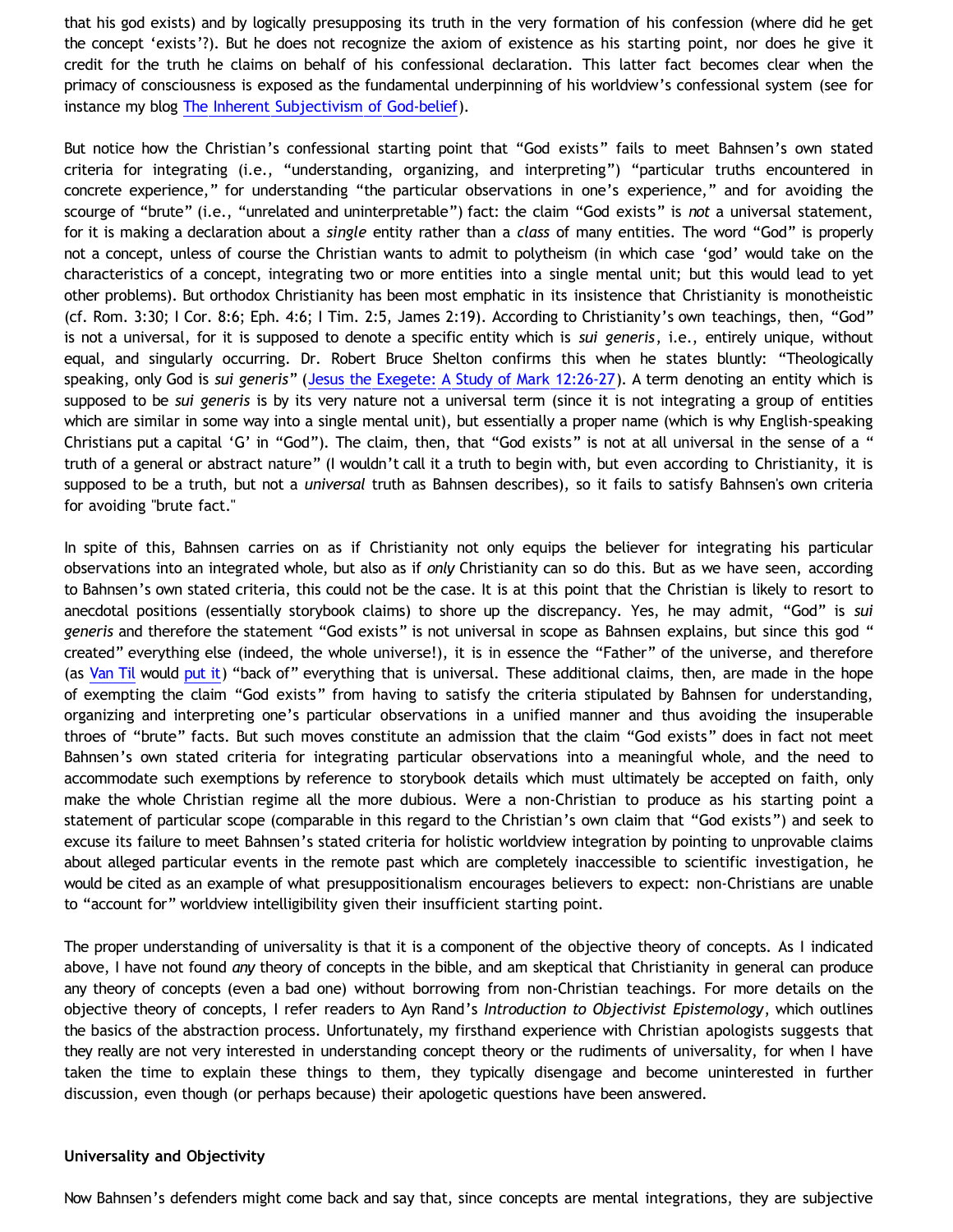that his god exists) and by logically presupposing its truth in the very formation of his confession (where did he get the concept 'exists'?). But he does not recognize the axiom of existence as his starting point, nor does he give it credit for the truth he claims on behalf of his confessional declaration. This latter fact becomes clear when the primacy of consciousness is exposed as the fundamental underpinning of his worldview's confessional system (see for instance my blog The Inherent Subjectivism of God-belief).

But notice how the Christian's confessional starting point that "God exists" fails to meet Bahnsen's own stated criteria for integrating (i.e., "understanding, organizing, and interpreting") "particular truths encountered in concrete experience," for understanding "the particular observations in one's experience," and for avoiding the scourge of "brute" (i.e., "unrelated and uninterpretable") fact: the claim "God exists" is *not* a universal statement, for it is making a declaration about a *single* entity rather than a *class* of many entities. The word "God" is properly not a concept, unless of course the Christian wants to admit to polytheism (in which case 'god' would take on the characteristics of a concept, integrating two or more entities into a single mental unit; but this would lead to yet other problems). But orthodox Christianity has been most emphatic in its insistence that Christianity is monotheistic (cf. Rom. 3:30; I Cor. 8:6; Eph. 4:6; I Tim. 2:5, James 2:19). According to Christianity's own teachings, then, "God" is not a universal, for it is supposed to denote a specific entity which is *sui generis*, i.e., entirely unique, without equal, and singularly occurring. Dr. Robert Bruce Shelton confirms this when he states bluntly: "Theologically speaking, only God is *sui generis*" (Jesus the Exegete: A Study of Mark 12:26-27). A term denoting an entity which is supposed to be *sui generis* is by its very nature not a universal term (since it is not integrating a group of entities which are similar in some way into a single mental unit), but essentially a proper name (which is why English-speaking Christians put a capital 'G' in "God"). The claim, then, that "God exists" is not at all universal in the sense of a " truth of a general or abstract nature" (I wouldn't call it a truth to begin with, but even according to Christianity, it is supposed to be a truth, but not a *universal* truth as Bahnsen describes), so it fails to satisfy Bahnsen's own criteria for avoiding "brute fact."

In spite of this, Bahnsen carries on as if Christianity not only equips the believer for integrating his particular observations into an integrated whole, but also as if *only* Christianity can so do this. But as we have seen, according to Bahnsen's own stated criteria, this could not be the case. It is at this point that the Christian is likely to resort to anecdotal positions (essentially storybook claims) to shore up the discrepancy. Yes, he may admit, "God" is *sui generis* and therefore the statement "God exists" is not universal in scope as Bahnsen explains, but since this god " created" everything else (indeed, the whole universe!), it is in essence the "Father" of the universe, and therefore (as Van Til would put it) "back of" everything that is universal. These additional claims, then, are made in the hope of exempting the claim "God exists" from having to satisfy the criteria stipulated by Bahnsen for understanding, organizing and interpreting one's particular observations in a unified manner and thus avoiding the insuperable throes of "brute" facts. But such moves constitute an admission that the claim "God exists" does in fact not meet Bahnsen's own stated criteria for integrating particular observations into a meaningful whole, and the need to accommodate such exemptions by reference to storybook details which must ultimately be accepted on faith, only make the whole Christian regime all the more dubious. Were a non-Christian to produce as his starting point a statement of particular scope (comparable in this regard to the Christian's own claim that "God exists") and seek to excuse its failure to meet Bahnsen's stated criteria for holistic worldview integration by pointing to unprovable claims about alleged particular events in the remote past which are completely inaccessible to scientific investigation, he would be cited as an example of what presuppositionalism encourages believers to expect: non-Christians are unable to "account for" worldview intelligibility given their insufficient starting point.

The proper understanding of universality is that it is a component of the objective theory of concepts. As I indicated above, I have not found *any* theory of concepts in the bible, and am skeptical that Christianity in general can produce any theory of concepts (even a bad one) without borrowing from non-Christian teachings. For more details on the objective theory of concepts, I refer readers to Ayn Rand's *Introduction to Objectivist Epistemology*, which outlines the basics of the abstraction process. Unfortunately, my firsthand experience with Christian apologists suggests that they really are not very interested in understanding concept theory or the rudiments of universality, for when I have taken the time to explain these things to them, they typically disengage and become uninterested in further discussion, even though (or perhaps because) their apologetic questions have been answered.

**Universality and Objectivity**

Now Bahnsen's defenders might come back and say that, since concepts are mental integrations, they are subjective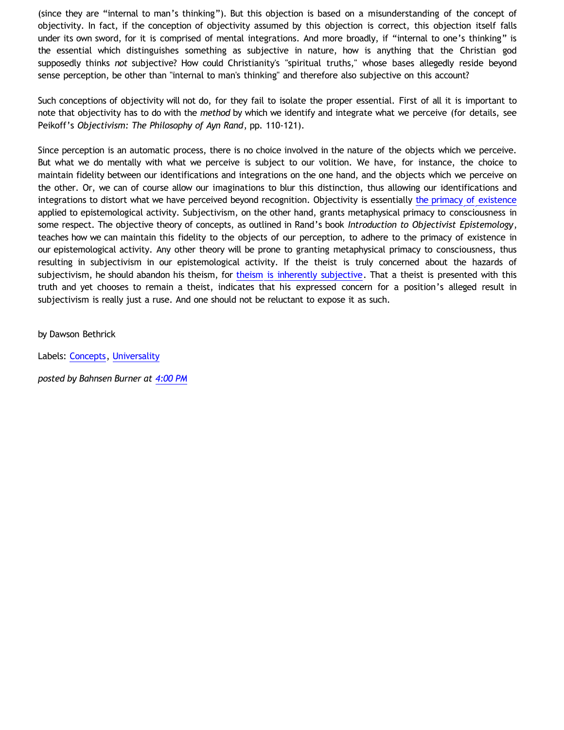(since they are "internal to man's thinking"). But this objection is based on a misunderstanding of the concept of objectivity. In fact, if the conception of objectivity assumed by this objection is correct, this objection itself falls under its own sword, for it is comprised of mental integrations. And more broadly, if "internal to one's thinking" is the essential which distinguishes something as subjective in nature, how is anything that the Christian god supposedly thinks *not* subjective? How could Christianity's "spiritual truths," whose bases allegedly reside beyond sense perception, be other than "internal to man's thinking" and therefore also subjective on this account?

Such conceptions of objectivity will not do, for they fail to isolate the proper essential. First of all it is important to note that objectivity has to do with the *method* by which we identify and integrate what we perceive (for details, see Peikoff's *Objectivism: The Philosophy of Ayn Rand*, pp. 110-121).

Since perception is an automatic process, there is no choice involved in the nature of the objects which we perceive. But what we do mentally with what we perceive is subject to our volition. We have, for instance, the choice to maintain fidelity between our identifications and integrations on the one hand, and the objects which we perceive on the other. Or, we can of course allow our imaginations to blur this distinction, thus allowing our identifications and integrations to distort what we have perceived beyond recognition. Objectivity is essentially the primacy of existence applied to epistemological activity. Subjectivism, on the other hand, grants metaphysical primacy to consciousness in some respect. The objective theory of concepts, as outlined in Rand's book *Introduction to Objectivist Epistemology*, teaches how we can maintain this fidelity to the objects of our perception, to adhere to the primacy of existence in our epistemological activity. Any other theory will be prone to granting metaphysical primacy to consciousness, thus resulting in subjectivism in our epistemological activity. If the theist is truly concerned about the hazards of subjectivism, he should abandon his theism, for theism is inherently subjective. That a theist is presented with this truth and yet chooses to remain a theist, indicates that his expressed concern for a position's alleged result in subjectivism is really just a ruse. And one should not be reluctant to expose it as such.

by Dawson Bethrick

Labels: Concepts, Universality

*posted by Bahnsen Burner at 4:00 PM*